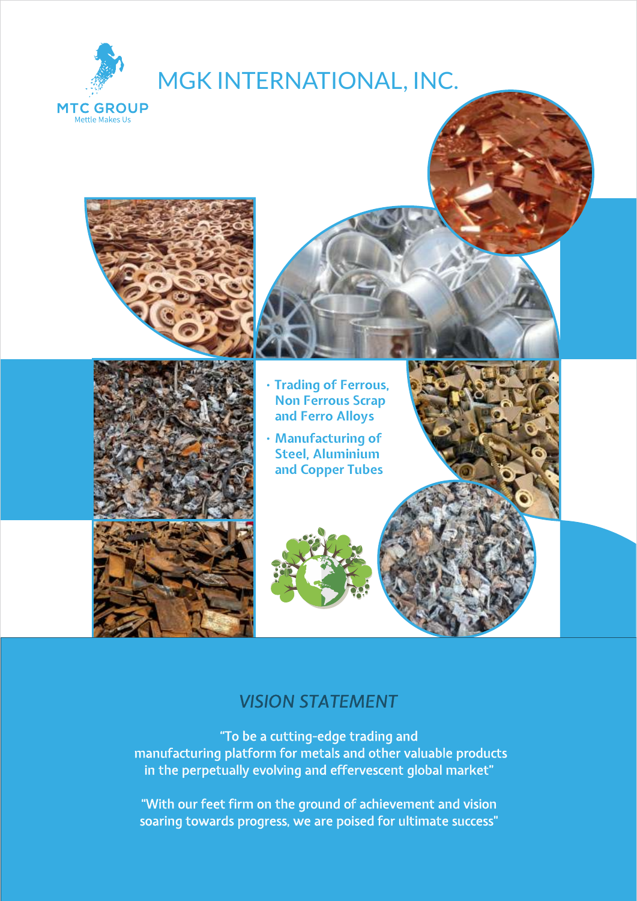MTC GROUP
Mettle Makes Us

# MGK INTERNATIONAL, INC.

- Trading of Ferrous, Non Ferrous Scrap and Ferro Alloys
- Manufacturing of Steel, Aluminium and Copper Tubes

## *VISION STATEMENT*

"To be a cutting-edge trading and manufacturing platform for metals and other valuable products in the perpetually evolving and effervescent global market"

"With our feet firm on the ground of achievement and vision soaring towards progress, we are poised for ultimate success"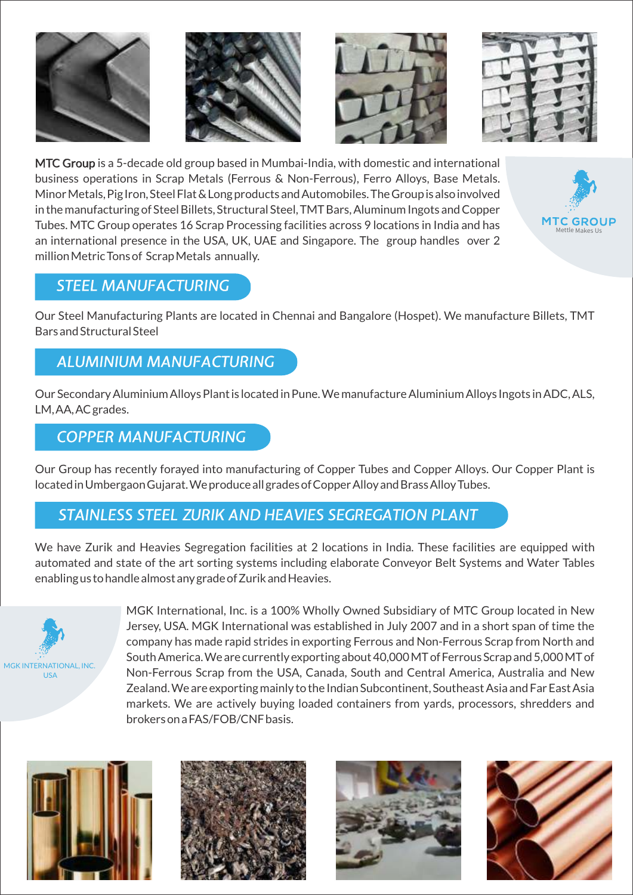**MTC Group** is a 5-decade old group based in Mumbai-India, with domestic and international business operations in Scrap Metals (Ferrous & Non-Ferrous), Ferro Alloys, Base Metals. Minor Metals, Pig Iron, Steel Flat & Long products and Automobiles. The Group is also involved in the manufacturing of Steel Billets, Structural Steel, TMT Bars, Aluminum Ingots and Copper Tubes. MTC Group operates 16 Scrap Processing facilities across 9 locations in India and has an international presence in the USA, UK, UAE and Singapore. The group handles over 2 million Metric Tons of Scrap Metals annually.

MTC GROUP
Mettle Makes Us

## STEEL MANUFACTURING

Our Steel Manufacturing Plants are located in Chennai and Bangalore (Hospet). We manufacture Billets, TMT Bars and Structural Steel

## ALUMINIUM MANUFACTURING

Our Secondary Aluminium Alloys Plant is located in Pune. We manufacture Aluminium Alloys Ingots in ADC, ALS, LM, AA, AC grades.

## COPPER MANUFACTURING

Our Group has recently forayed into manufacturing of Copper Tubes and Copper Alloys. Our Copper Plant is located in Umbergaon Gujarat. We produce all grades of Copper Alloy and Brass Alloy Tubes.

## STAINLESS STEEL ZURIK AND HEAVIES SEGREGATION PLANT

We have Zurik and Heavies Segregation facilities at 2 locations in India. These facilities are equipped with automated and state of the art sorting systems including elaborate Conveyor Belt Systems and Water Tables enabling us to handle almost any grade of Zurik and Heavies.

MGK INTERNATIONAL, INC.
USA

MGK International, Inc. is a 100% Wholly Owned Subsidiary of MTC Group located in New Jersey, USA. MGK International was established in July 2007 and in a short span of time the company has made rapid strides in exporting Ferrous and Non-Ferrous Scrap from North and South America. We are currently exporting about 40,000 MT of Ferrous Scrap and 5,000 MT of Non-Ferrous Scrap from the USA, Canada, South and Central America, Australia and New Zealand. We are exporting mainly to the Indian Subcontinent, Southeast Asia and Far East Asia markets. We are actively buying loaded containers from yards, processors, shredders and brokers on a FAS/FOB/CNF basis.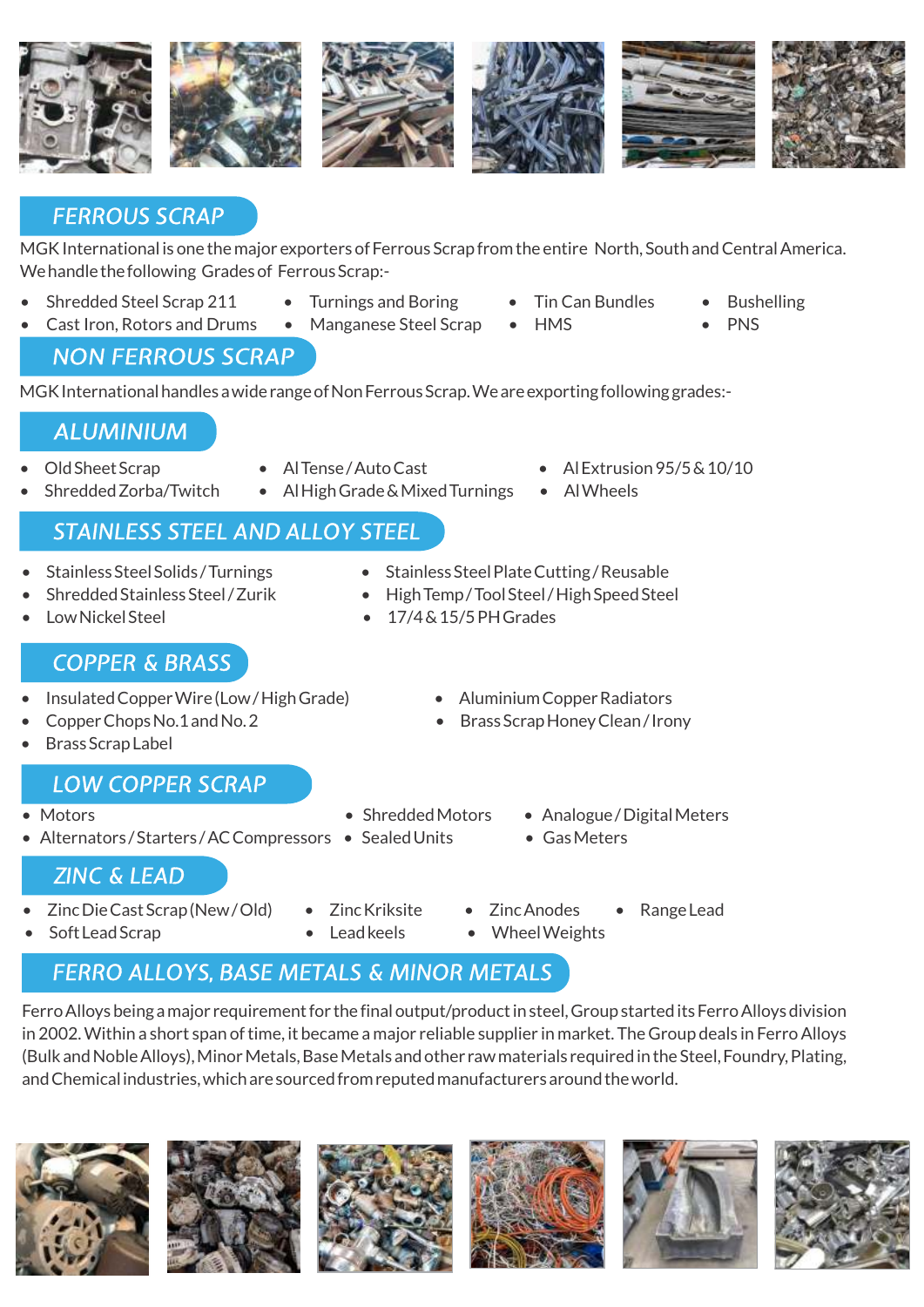## FERROUS SCRAP

MGK International is one the major exporters of Ferrous Scrap from the entire North, South and Central America. We handle the following Grades of Ferrous Scrap:-

- Shredded Steel Scrap 211
- Cast Iron, Rotors and Drums
- Turnings and Boring
- Manganese Steel Scrap
- Tin Can Bundles
- HMS
- Bushelling
- PNS

## NON FERROUS SCRAP

MGK International handles a wide range of Non Ferrous Scrap. We are exporting following grades:-

## ALUMINIUM

- Old Sheet Scrap
- Shredded Zorba/Twitch
- Al Tense / Auto Cast
- Al High Grade & Mixed Turnings
- Al Extrusion 95/5 & 10/10
- Al Wheels

## STAINLESS STEEL AND ALLOY STEEL

- Stainless Steel Solids / Turnings
- Shredded Stainless Steel / Zurik
- Low Nickel Steel
- Stainless Steel Plate Cutting / Reusable
- High Temp / Tool Steel / High Speed Steel
- 17/4 & 15/5 PH Grades

## COPPER & BRASS

- Insulated Copper Wire (Low / High Grade)
- Copper Chops No.1 and No. 2
- Brass Scrap Label
- Aluminium Copper Radiators
- Brass Scrap Honey Clean / Irony

## LOW COPPER SCRAP

- Motors
- Alternators / Starters / AC Compressors
- Shredded Motors
- Sealed Units
- Analogue / Digital Meters
- Gas Meters

## ZINC & LEAD

- Zinc Die Cast Scrap (New / Old)
- Soft Lead Scrap
- Zinc Kriksite
- Lead keels
- Zinc Anodes
- Wheel Weights
- Range Lead

## FERRO ALLOYS, BASE METALS & MINOR METALS

Ferro Alloys being a major requirement for the final output/product in steel, Group started its Ferro Alloys division in 2002. Within a short span of time, it became a major reliable supplier in market. The Group deals in Ferro Alloys (Bulk and Noble Alloys), Minor Metals, Base Metals and other raw materials required in the Steel, Foundry, Plating, and Chemical industries, which are sourced from reputed manufacturers around the world.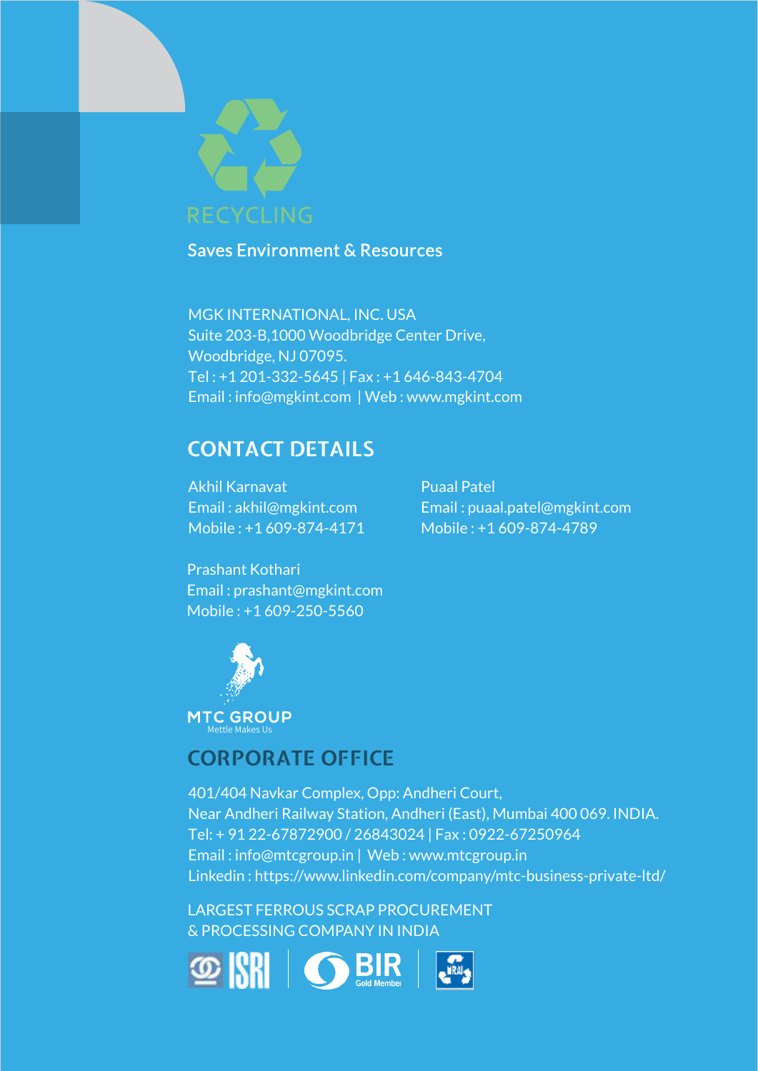RECYCLING

Saves Environment & Resources

MGK INTERNATIONAL, INC. USA
Suite 203-B,1000 Woodbridge Center Drive,
Woodbridge, NJ 07095.
Tel : +1 201-332-5645 | Fax : +1 646-843-4704
Email : info@mgkint.com | Web : www.mgkint.com

## CONTACT DETAILS

Akhil Karnavat
Email : akhil@mgkint.com
Mobile : +1 609-874-4171

Puaal Patel
Email : puaal.patel@mgkint.com
Mobile : +1 609-874-4789

Prashant Kothari
Email : prashant@mgkint.com
Mobile : +1 609-250-5560

MTC GROUP
Mettle Makes Us

## CORPORATE OFFICE

401/404 Navkar Complex, Opp: Andheri Court,
Near Andheri Railway Station, Andheri (East), Mumbai 400 069. INDIA.
Tel: + 91 22-67872900 / 26843024 | Fax : 0922-67250964
Email : info@mtcgroup.in | Web : www.mtcgroup.in
Linkedin : https://www.linkedin.com/company/mtc-business-private-ltd/

LARGEST FERROUS SCRAP PROCUREMENT
& PROCESSING COMPANY IN INDIA

ISRI | BIR Gold Member | MRAI